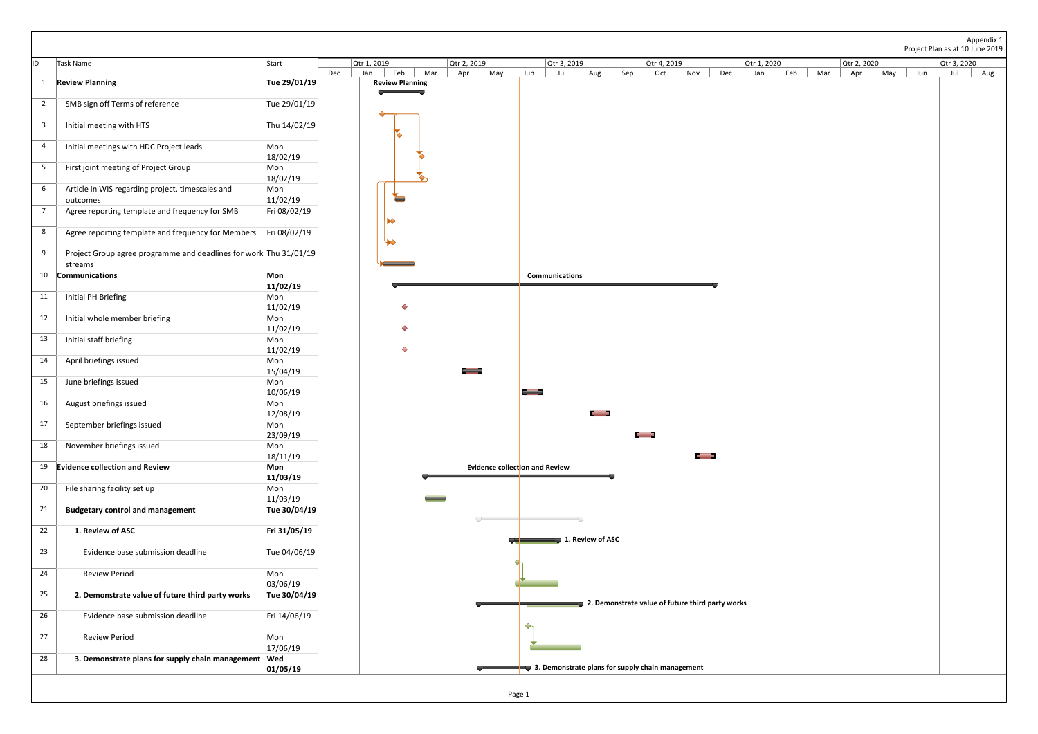Appendix 1
Project Plan as at 10 June 2019

| ID | Task Name | Start |
|---|---|---|
| 1 | **Review Planning** | **Tue 29/01/19** |
| 2 | SMB sign off Terms of reference | Tue 29/01/19 |
| 3 | Initial meeting with HTS | Thu 14/02/19 |
| 4 | Initial meetings with HDC Project leads | Mon 18/02/19 |
| 5 | First joint meeting of Project Group | Mon 18/02/19 |
| 6 | Article in WIS regarding project, timescales and outcomes | Mon 11/02/19 |
| 7 | Agree reporting template and frequency for SMB | Fri 08/02/19 |
| 8 | Agree reporting template and frequency for Members | Fri 08/02/19 |
| 9 | Project Group agree programme and deadlines for work streams | Thu 31/01/19 |
| 10 | **Communications** | **Mon 11/02/19** |
| 11 | Initial PH Briefing | Mon 11/02/19 |
| 12 | Initial whole member briefing | Mon 11/02/19 |
| 13 | Initial staff briefing | Mon 11/02/19 |
| 14 | April briefings issued | Mon 15/04/19 |
| 15 | June briefings issued | Mon 10/06/19 |
| 16 | August briefings issued | Mon 12/08/19 |
| 17 | September briefings issued | Mon 23/09/19 |
| 18 | November briefings issued | Mon 18/11/19 |
| 19 | **Evidence collection and Review** | **Mon 11/03/19** |
| 20 | File sharing facility set up | Mon 11/03/19 |
| 21 | **Budgetary control and management** | **Tue 30/04/19** |
| 22 | **1. Review of ASC** | **Fri 31/05/19** |
| 23 | Evidence base submission deadline | Tue 04/06/19 |
| 24 | Review Period | Mon 03/06/19 |
| 25 | **2. Demonstrate value of future third party works** | **Tue 30/04/19** |
| 26 | Evidence base submission deadline | Fri 14/06/19 |
| 27 | Review Period | Mon 17/06/19 |
| 28 | **3. Demonstrate plans for supply chain management** | **Wed 01/05/19** |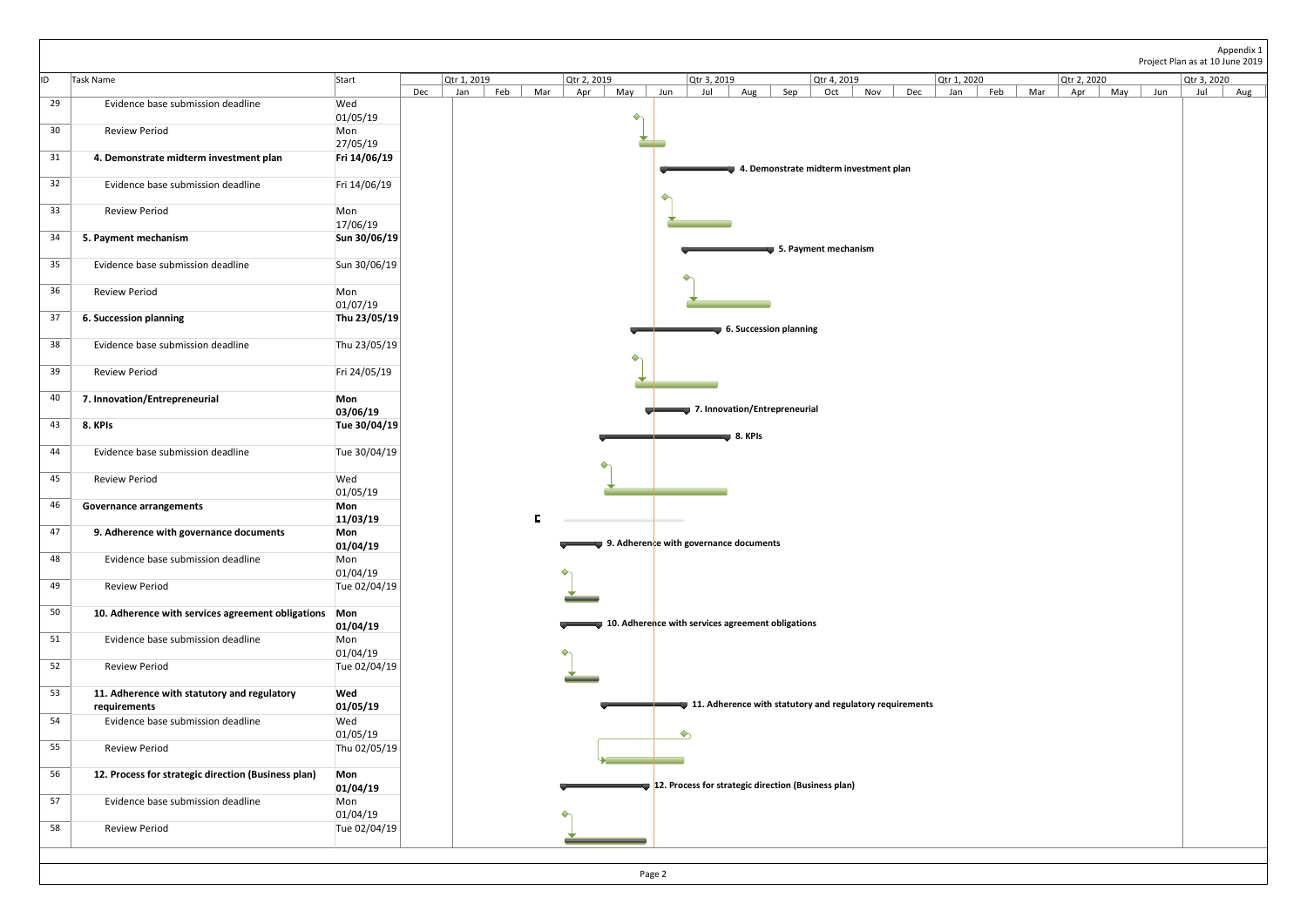Appendix 1
Project Plan as at 10 June 2019

| ID | Task Name | Start |
|---|---|---|
| 29 | Evidence base submission deadline | Wed 01/05/19 |
| 30 | Review Period | Mon 27/05/19 |
| 31 | **4. Demonstrate midterm investment plan** | **Fri 14/06/19** |
| 32 | Evidence base submission deadline | Fri 14/06/19 |
| 33 | Review Period | Mon 17/06/19 |
| 34 | **5. Payment mechanism** | **Sun 30/06/19** |
| 35 | Evidence base submission deadline | Sun 30/06/19 |
| 36 | Review Period | Mon 01/07/19 |
| 37 | **6. Succession planning** | **Thu 23/05/19** |
| 38 | Evidence base submission deadline | Thu 23/05/19 |
| 39 | Review Period | Fri 24/05/19 |
| 40 | **7. Innovation/Entrepreneurial** | **Mon 03/06/19** |
| 43 | **8. KPIs** | **Tue 30/04/19** |
| 44 | Evidence base submission deadline | Tue 30/04/19 |
| 45 | Review Period | Wed 01/05/19 |
| 46 | **Governance arrangements** | **Mon 11/03/19** |
| 47 | **9. Adherence with governance documents** | **Mon 01/04/19** |
| 48 | Evidence base submission deadline | Mon 01/04/19 |
| 49 | Review Period | Tue 02/04/19 |
| 50 | **10. Adherence with services agreement obligations** | **Mon 01/04/19** |
| 51 | Evidence base submission deadline | Mon 01/04/19 |
| 52 | Review Period | Tue 02/04/19 |
| 53 | **11. Adherence with statutory and regulatory requirements** | **Wed 01/05/19** |
| 54 | Evidence base submission deadline | Wed 01/05/19 |
| 55 | Review Period | Thu 02/05/19 |
| 56 | **12. Process for strategic direction (Business plan)** | **Mon 01/04/19** |
| 57 | Evidence base submission deadline | Mon 01/04/19 |
| 58 | Review Period | Tue 02/04/19 |

Timeline: Qtr 1, 2019 (Jan, Feb, Mar) – Qtr 2, 2019 (Apr, May, Jun) – Qtr 3, 2019 (Jul, Aug, Sep) – Qtr 4, 2019 (Oct, Nov, Dec) – Qtr 1, 2020 (Jan, Feb, Mar) – Qtr 2, 2020 (Apr, May, Jun) – Qtr 3, 2020 (Jul, Aug)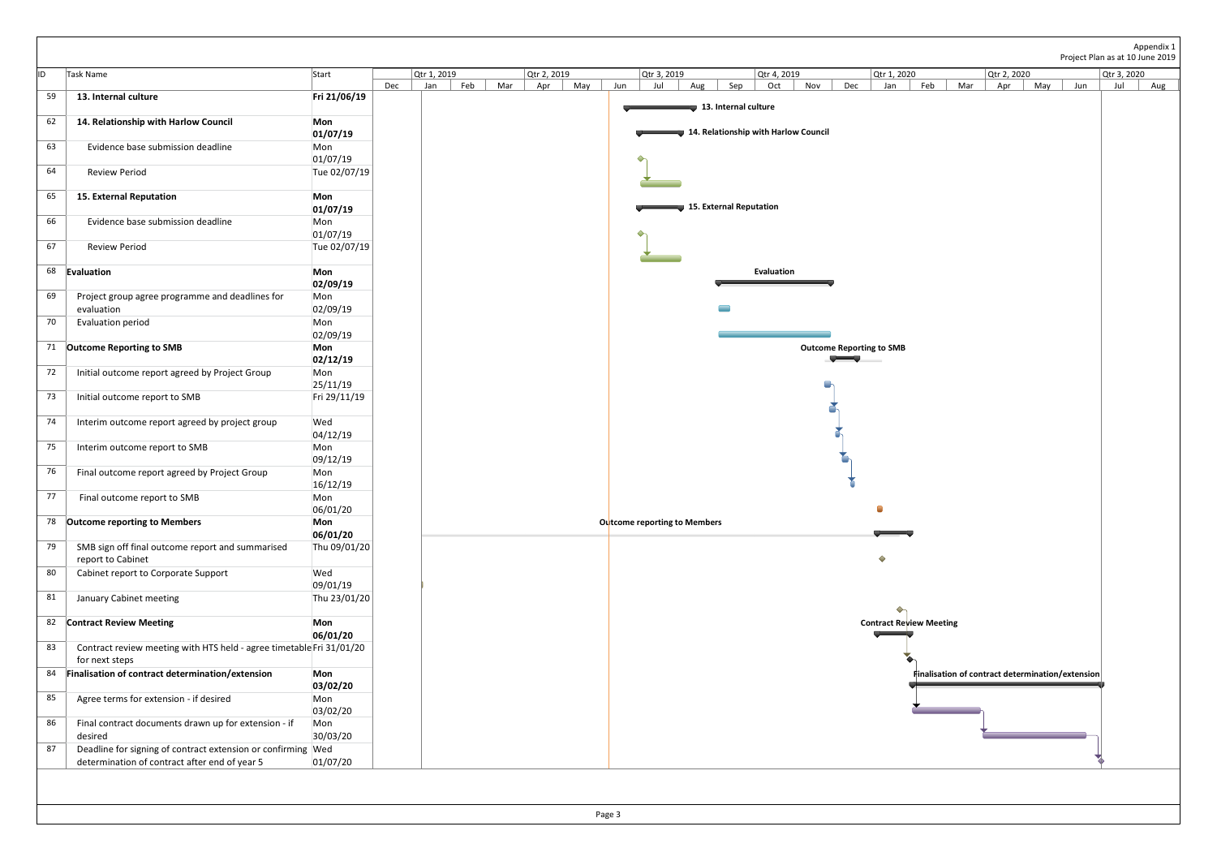Appendix 1
Project Plan as at 10 June 2019

| ID | Task Name | Start |
|---|---|---|
| 59 | **13. Internal culture** | **Fri 21/06/19** |
| 62 | **14. Relationship with Harlow Council** | **Mon 01/07/19** |
| 63 | Evidence base submission deadline | Mon 01/07/19 |
| 64 | Review Period | Tue 02/07/19 |
| 65 | **15. External Reputation** | **Mon 01/07/19** |
| 66 | Evidence base submission deadline | Mon 01/07/19 |
| 67 | Review Period | Tue 02/07/19 |
| 68 | **Evaluation** | **Mon 02/09/19** |
| 69 | Project group agree programme and deadlines for evaluation | Mon 02/09/19 |
| 70 | Evaluation period | Mon 02/09/19 |
| 71 | **Outcome Reporting to SMB** | **Mon 02/12/19** |
| 72 | Initial outcome report agreed by Project Group | Mon 25/11/19 |
| 73 | Initial outcome report to SMB | Fri 29/11/19 |
| 74 | Interim outcome report agreed by project group | Wed 04/12/19 |
| 75 | Interim outcome report to SMB | Mon 09/12/19 |
| 76 | Final outcome report agreed by Project Group | Mon 16/12/19 |
| 77 | Final outcome report to SMB | Mon 06/01/20 |
| 78 | **Outcome reporting to Members** | **Mon 06/01/20** |
| 79 | SMB sign off final outcome report and summarised report to Cabinet | Thu 09/01/20 |
| 80 | Cabinet report to Corporate Support | Wed 09/01/19 |
| 81 | January Cabinet meeting | Thu 23/01/20 |
| 82 | **Contract Review Meeting** | **Mon 06/01/20** |
| 83 | Contract review meeting with HTS held - agree timetable for next steps | Fri 31/01/20 |
| 84 | **Finalisation of contract determination/extension** | **Mon 03/02/20** |
| 85 | Agree terms for extension - if desired | Mon 03/02/20 |
| 86 | Final contract documents drawn up for extension - if desired | Mon 30/03/20 |
| 87 | Deadline for signing of contract extension or confirming determination of contract after end of year 5 | Wed 01/07/20 |

Qtr 1, 2019 | Qtr 2, 2019 | Qtr 3, 2019 | Qtr 4, 2019 | Qtr 1, 2020 | Qtr 2, 2020 | Qtr 3, 2020

Dec | Jan | Feb | Mar | Apr | May | Jun | Jul | Aug | Sep | Oct | Nov | Dec | Jan | Feb | Mar | Apr | May | Jun | Jul | Aug

13. Internal culture

14. Relationship with Harlow Council

15. External Reputation

Evaluation

Outcome Reporting to SMB

Outcome reporting to Members

Contract Review Meeting

Finalisation of contract determination/extension